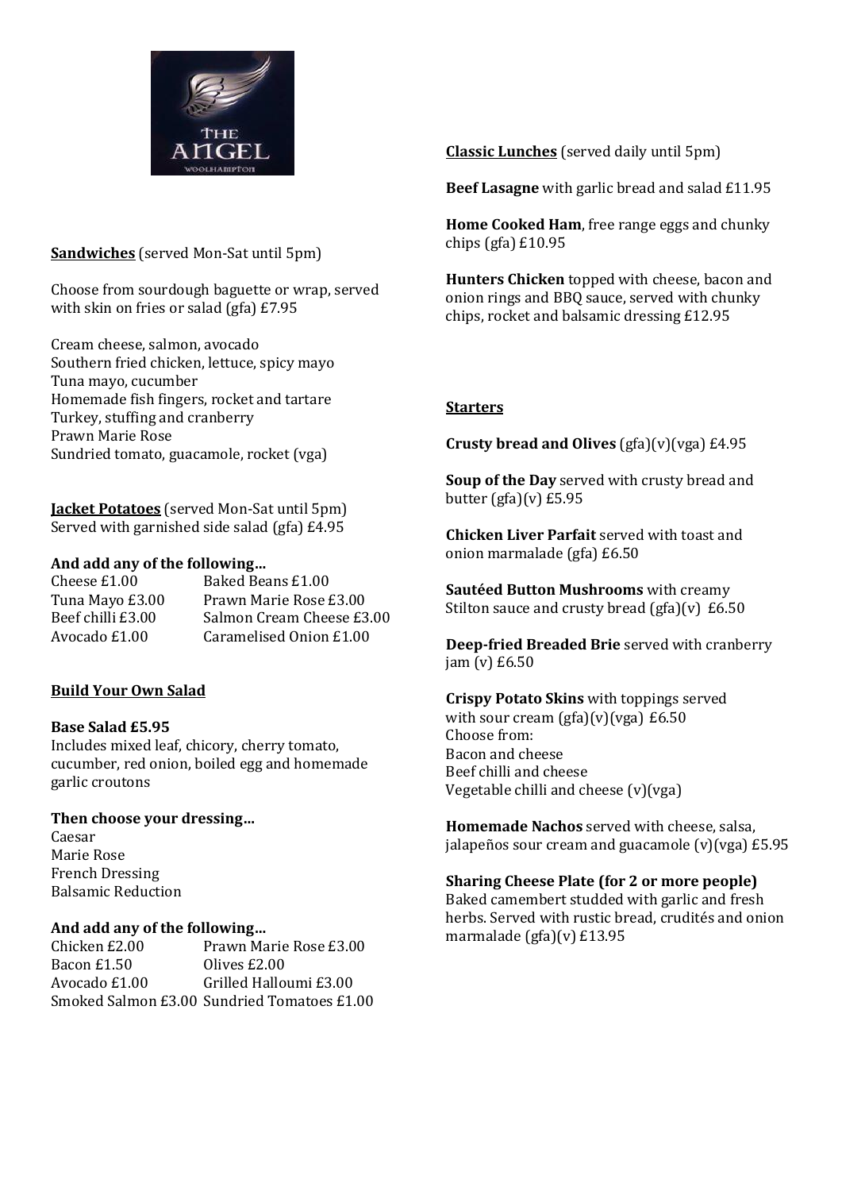THE ANGEL
WOOLHAMPTON

**Sandwiches** (served Mon-Sat until 5pm)

Choose from sourdough baguette or wrap, served with skin on fries or salad (gfa) £7.95

Cream cheese, salmon, avocado
Southern fried chicken, lettuce, spicy mayo
Tuna mayo, cucumber
Homemade fish fingers, rocket and tartare
Turkey, stuffing and cranberry
Prawn Marie Rose
Sundried tomato, guacamole, rocket (vga)

**Jacket Potatoes** (served Mon-Sat until 5pm)
Served with garnished side salad (gfa) £4.95

**And add any of the following...**

| | |
|---|---|
| Cheese £1.00 | Baked Beans £1.00 |
| Tuna Mayo £3.00 | Prawn Marie Rose £3.00 |
| Beef chilli £3.00 | Salmon Cream Cheese £3.00 |
| Avocado £1.00 | Caramelised Onion £1.00 |

**Build Your Own Salad**

**Base Salad £5.95**
Includes mixed leaf, chicory, cherry tomato, cucumber, red onion, boiled egg and homemade garlic croutons

**Then choose your dressing...**
Caesar
Marie Rose
French Dressing
Balsamic Reduction

**And add any of the following...**

| | |
|---|---|
| Chicken £2.00 | Prawn Marie Rose £3.00 |
| Bacon £1.50 | Olives £2.00 |
| Avocado £1.00 | Grilled Halloumi £3.00 |
| Smoked Salmon £3.00 | Sundried Tomatoes £1.00 |

**Classic Lunches** (served daily until 5pm)

**Beef Lasagne** with garlic bread and salad £11.95

**Home Cooked Ham**, free range eggs and chunky chips (gfa) £10.95

**Hunters Chicken** topped with cheese, bacon and onion rings and BBQ sauce, served with chunky chips, rocket and balsamic dressing £12.95

**Starters**

**Crusty bread and Olives** (gfa)(v)(vga) £4.95

**Soup of the Day** served with crusty bread and butter (gfa)(v) £5.95

**Chicken Liver Parfait** served with toast and onion marmalade (gfa) £6.50

**Sautéed Button Mushrooms** with creamy Stilton sauce and crusty bread (gfa)(v) £6.50

**Deep-fried Breaded Brie** served with cranberry jam (v) £6.50

**Crispy Potato Skins** with toppings served with sour cream (gfa)(v)(vga) £6.50
Choose from:
Bacon and cheese
Beef chilli and cheese
Vegetable chilli and cheese (v)(vga)

**Homemade Nachos** served with cheese, salsa, jalapeños sour cream and guacamole (v)(vga) £5.95

**Sharing Cheese Plate (for 2 or more people)**
Baked camembert studded with garlic and fresh herbs. Served with rustic bread, crudités and onion marmalade (gfa)(v) £13.95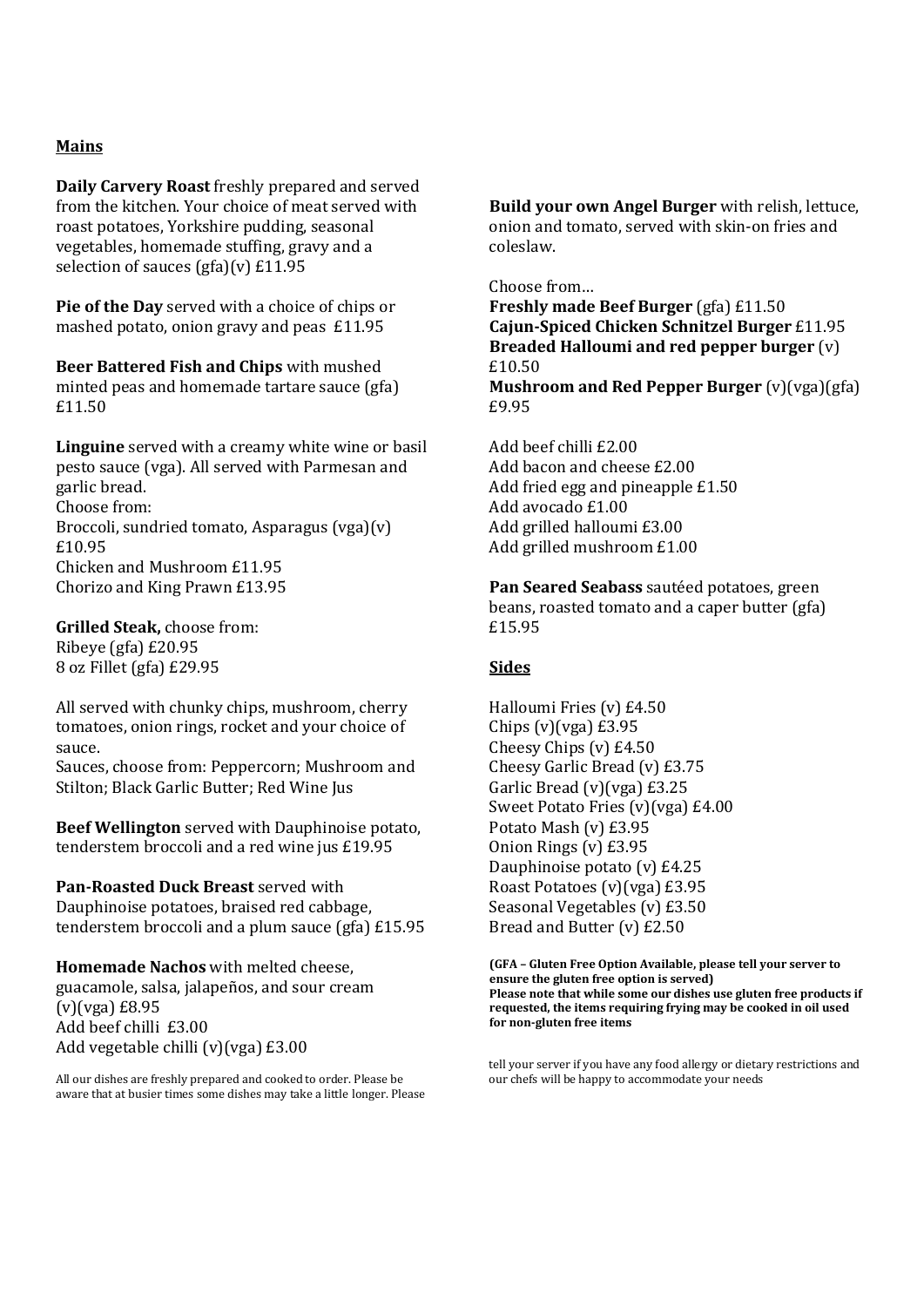## Mains

**Daily Carvery Roast** freshly prepared and served from the kitchen. Your choice of meat served with roast potatoes, Yorkshire pudding, seasonal vegetables, homemade stuffing, gravy and a selection of sauces (gfa)(v) £11.95

**Pie of the Day** served with a choice of chips or mashed potato, onion gravy and peas £11.95

**Beer Battered Fish and Chips** with mushed minted peas and homemade tartare sauce (gfa) £11.50

**Linguine** served with a creamy white wine or basil pesto sauce (vga). All served with Parmesan and garlic bread.
Choose from:
Broccoli, sundried tomato, Asparagus (vga)(v) £10.95
Chicken and Mushroom £11.95
Chorizo and King Prawn £13.95

**Grilled Steak,** choose from:
Ribeye (gfa) £20.95
8 oz Fillet (gfa) £29.95

All served with chunky chips, mushroom, cherry tomatoes, onion rings, rocket and your choice of sauce.
Sauces, choose from: Peppercorn; Mushroom and Stilton; Black Garlic Butter; Red Wine Jus

**Beef Wellington** served with Dauphinoise potato, tenderstem broccoli and a red wine jus £19.95

**Pan-Roasted Duck Breast** served with Dauphinoise potatoes, braised red cabbage, tenderstem broccoli and a plum sauce (gfa) £15.95

**Homemade Nachos** with melted cheese, guacamole, salsa, jalapeños, and sour cream (v)(vga) £8.95
Add beef chilli £3.00
Add vegetable chilli (v)(vga) £3.00

**Build your own Angel Burger** with relish, lettuce, onion and tomato, served with skin-on fries and coleslaw.

Choose from…
**Freshly made Beef Burger** (gfa) £11.50
**Cajun-Spiced Chicken Schnitzel Burger** £11.95
**Breaded Halloumi and red pepper burger** (v) £10.50
**Mushroom and Red Pepper Burger** (v)(vga)(gfa) £9.95

Add beef chilli £2.00
Add bacon and cheese £2.00
Add fried egg and pineapple £1.50
Add avocado £1.00
Add grilled halloumi £3.00
Add grilled mushroom £1.00

**Pan Seared Seabass** sautéed potatoes, green beans, roasted tomato and a caper butter (gfa) £15.95

## Sides

Halloumi Fries (v) £4.50
Chips (v)(vga) £3.95
Cheesy Chips (v) £4.50
Cheesy Garlic Bread (v) £3.75
Garlic Bread (v)(vga) £3.25
Sweet Potato Fries (v)(vga) £4.00
Potato Mash (v) £3.95
Onion Rings (v) £3.95
Dauphinoise potato (v) £4.25
Roast Potatoes (v)(vga) £3.95
Seasonal Vegetables (v) £3.50
Bread and Butter (v) £2.50

**(GFA – Gluten Free Option Available, please tell your server to ensure the gluten free option is served)**
**Please note that while some our dishes use gluten free products if requested, the items requiring frying may be cooked in oil used for non-gluten free items**

All our dishes are freshly prepared and cooked to order. Please be aware that at busier times some dishes may take a little longer. Please tell your server if you have any food allergy or dietary restrictions and our chefs will be happy to accommodate your needs